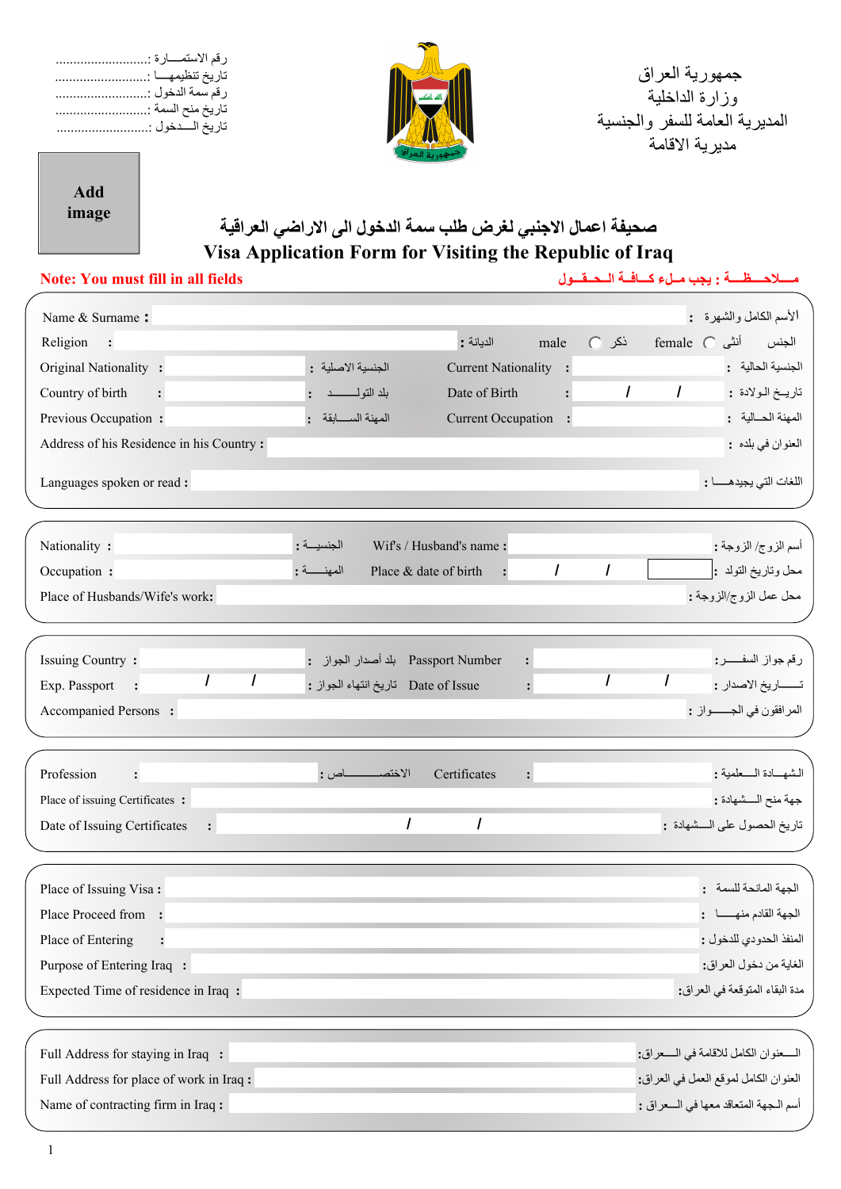رقم الاستمـــارة :..........................
تاريخ تنظيمهـــا :..........................
رقم سمة الدخول :..........................
تاريخ منح السمة :..........................
تاريخ الـــدخول :..........................

جمهورية العراق
وزارة الداخلية
المديرية العامة للسفر والجنسية
مديرية الاقامة

Add image

# صحيفة اعمال الاجنبي لغرض طلب سمة الدخول الى الاراضي العراقية
# Visa Application Form for Visiting the Republic of Iraq

**Note: You must fill in all fields** — **مـــلاحـــظـــة : يجب مـلء كـــافـــة الـحـقـــول**

| English | | Arabic |
|---|---|---|
| Name & Surname : | | : الأسم الكامل والشهرة |
| Religion : | | : الديانة |
| Sex: male ◯ / female ◯ | | ذكر / أنثى : الجنس |
| Original Nationality : | | : الجنسية الاصلية |
| Current Nationality : | | : الجنسية الحالية |
| Country of birth : | | : بلد التولـــــد |
| Date of Birth : | / / | : تاريـخ الـولادة |
| Previous Occupation : | | : المهنة الســـابقة |
| Current Occupation : | | : المهنة الحــالية |
| Address of his Residence in his Country : | | : العنوان في بلده |
| Languages spoken or read : | | : اللغات التي يجيدهـــا |

| English | | Arabic |
|---|---|---|
| Nationality : | | : الجنسيـــة |
| Wif's / Husband's name : | | : أسم الزوج/ الزوجة |
| Occupation : | | : المهنـــة |
| Place & date of birth : | / / | : محل وتاريخ التولد |
| Place of Husbands/Wife's work: | | : محل عمل الزوج/الزوجة |

| English | | Arabic |
|---|---|---|
| Issuing Country : | | : بلد أصدار الجواز |
| Passport Number : | | : رقم جواز السفـــــر |
| Exp. Passport : | / / | : تاريخ انتهاء الجواز |
| Date of Issue : | / / | : تـــــاريخ الاصدار |
| Accompanied Persons : | | : المرافقون في الجـــــواز |

| English | | Arabic |
|---|---|---|
| Profession : | | : الاختصـــــــــاص |
| Certificates : | | : الشهـــادة الـــعلمية |
| Place of issuing Certificates : | | : جهة منح الـــشهادة |
| Date of Issuing Certificates : | / / | : تاريخ الحصول على الـــشهادة |

| English | | Arabic |
|---|---|---|
| Place of Issuing Visa : | | : الجهة المانحة للسمة |
| Place Proceed from : | | : الجهة القادم منهـــا |
| Place of Entering : | | : المنفذ الحدودي للدخول |
| Purpose of Entering Iraq : | | : الغاية من دخول العراق |
| Expected Time of residence in Iraq : | | : مدة البقاء المتوقعة في العراق |

| English | | Arabic |
|---|---|---|
| Full Address for staying in Iraq : | | : الـــعنوان الكامل للاقامة في الـــعراق |
| Full Address for place of work in Iraq : | | : العنوان الكامل لموقع العمل في العراق |
| Name of contracting firm in Iraq : | | : أسم الـجهة المتعاقد معها في الـــعراق |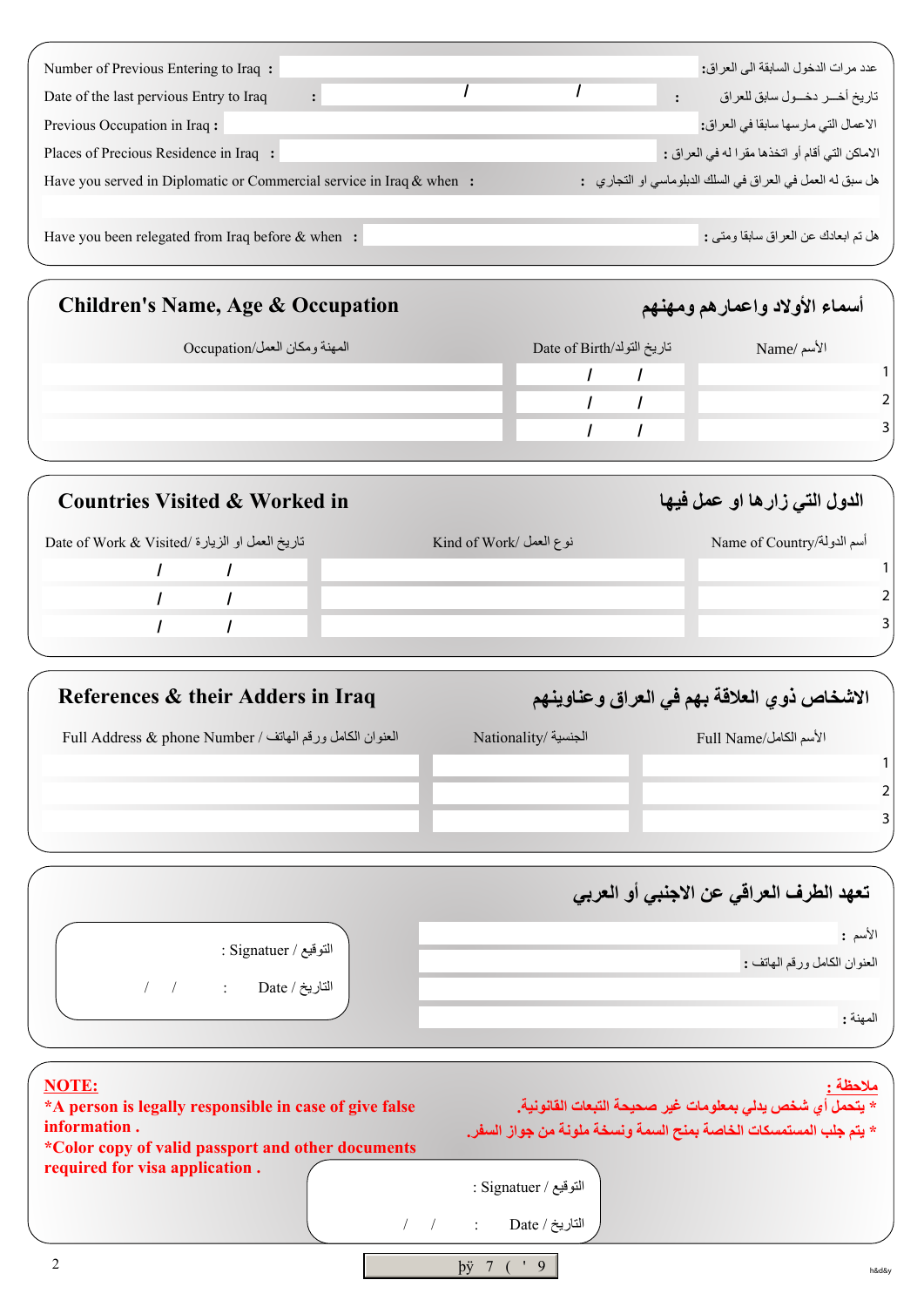Number of Previous Entering to Iraq : عدد مرات الدخول السابقة الى العراق:

Date of the last pervious Entry to Iraq : / / : تاريخ أخــر دخــول سابق للعراق

Previous Occupation in Iraq : الاعمال التي مارسها سابقا في العراق:

Places of Precious Residence in Iraq : الاماكن التي أقام أو اتخذها مقرا له في العراق :

Have you served in Diplomatic or Commercial service in Iraq & when : هل سبق له العمل في العراق في السلك الدبلوماسي او التجاري :

Have you been relegated from Iraq before & when : هل تم ابعادك عن العراق سابقا ومتى :

## Children's Name, Age & Occupation أسماء الأولاد واعمارهم ومهنهم

| Occupation/المهنة ومكان العمل | Date of Birth/تاريخ التولد | Name/ الأسم | |
|---|---|---|---|
| | / / | | 1 |
| | / / | | 2 |
| | / / | | 3 |

## Countries Visited & Worked in الدول التي زارها او عمل فيها

| Date of Work & Visited/ تاريخ العمل او الزيارة | Kind of Work/ نوع العمل | Name of Country/اسم الدولة | |
|---|---|---|---|
| / / | | | 1 |
| / / | | | 2 |
| / / | | | 3 |

## References & their Adders in Iraq الاشخاص ذوي العلاقة بهم في العراق وعناوينهم

| Full Address & phone Number / العنوان الكامل ورقم الهاتف | Nationality/ الجنسية | Full Name/الأسم الكامل | |
|---|---|---|---|
| | | | 1 |
| | | | 2 |
| | | | 3 |

## تعهد الطرف العراقي عن الاجنبي أو العربي

الأسم :

العنوان الكامل ورقم الهاتف :

المهنة :

Signatuer / التوقيع :

Date / التاريخ : / /

**NOTE:** **ملاحظة :**

***A person is legally responsible in case of give false information .**

***Color copy of valid passport and other documents required for visa application .**

**\* يتحمل أي شخص يدلي بمعلومات غير صحيحة التبعات القانونية.**

**\* يتم جلب المستمسكات الخاصة بمنح السمة ونسخة ملونة من جواز السفر.**

Signatuer / التوقيع :

Date / التاريخ : / /